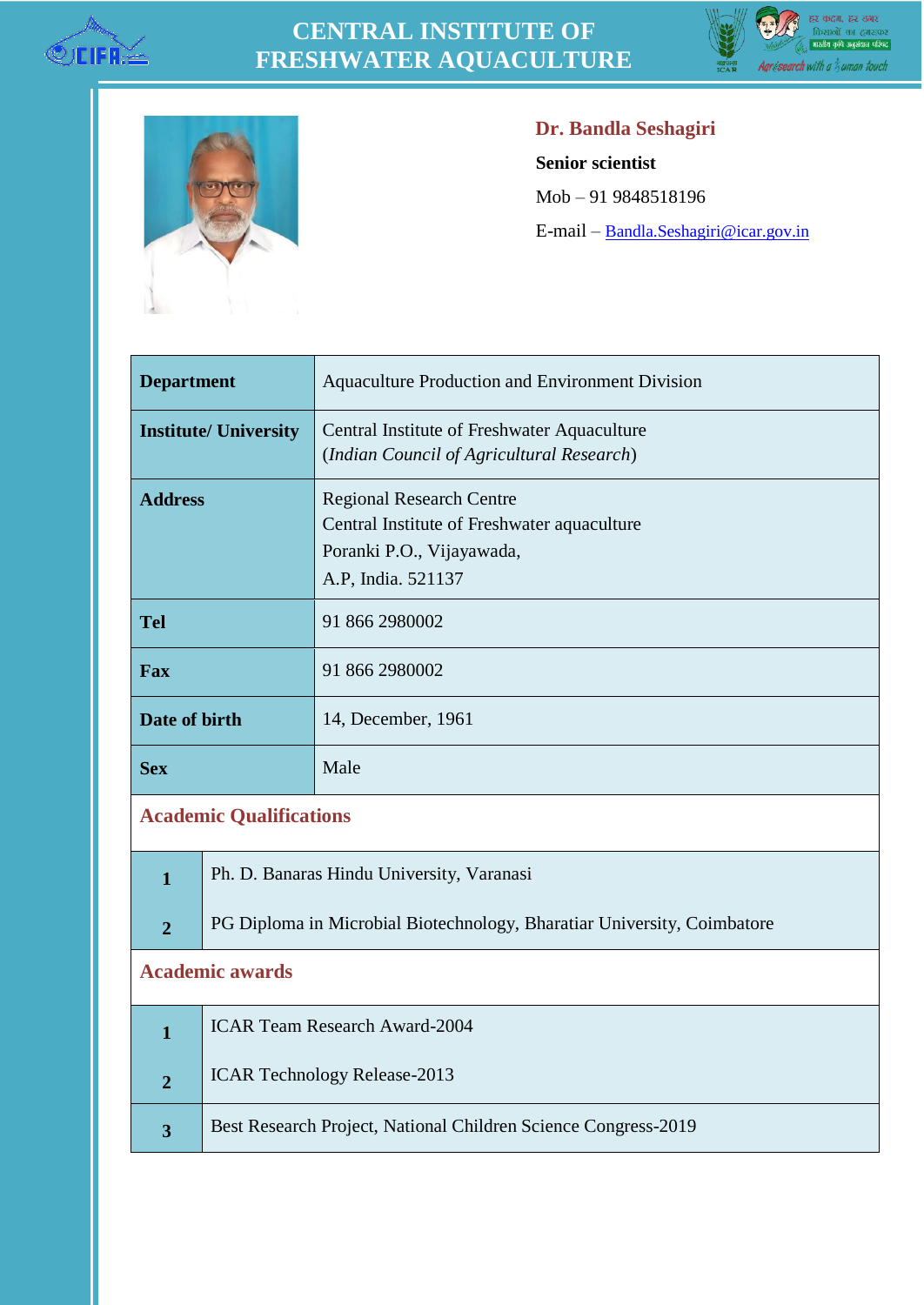# CENTRAL INSTITUTE OF FRESHWATER AQUACULTURE

**Dr. Bandla Seshagiri**

**Senior scientist**

Mob – 91 9848518196

E-mail – Bandla.Seshagiri@icar.gov.in

| | |
|---|---|
| **Department** | Aquaculture Production and Environment Division |
| **Institute/ University** | Central Institute of Freshwater Aquaculture (*Indian Council of Agricultural Research*) |
| **Address** | Regional Research Centre<br>Central Institute of Freshwater aquaculture<br>Poranki P.O., Vijayawada,<br>A.P, India. 521137 |
| **Tel** | 91 866 2980002 |
| **Fax** | 91 866 2980002 |
| **Date of birth** | 14, December, 1961 |
| **Sex** | Male |

## Academic Qualifications

| | |
|---|---|
| **1** | Ph. D. Banaras Hindu University, Varanasi |
| **2** | PG Diploma in Microbial Biotechnology, Bharatiar University, Coimbatore |

## Academic awards

| | |
|---|---|
| **1** | ICAR Team Research Award-2004 |
| **2** | ICAR Technology Release-2013 |
| **3** | Best Research Project, National Children Science Congress-2019 |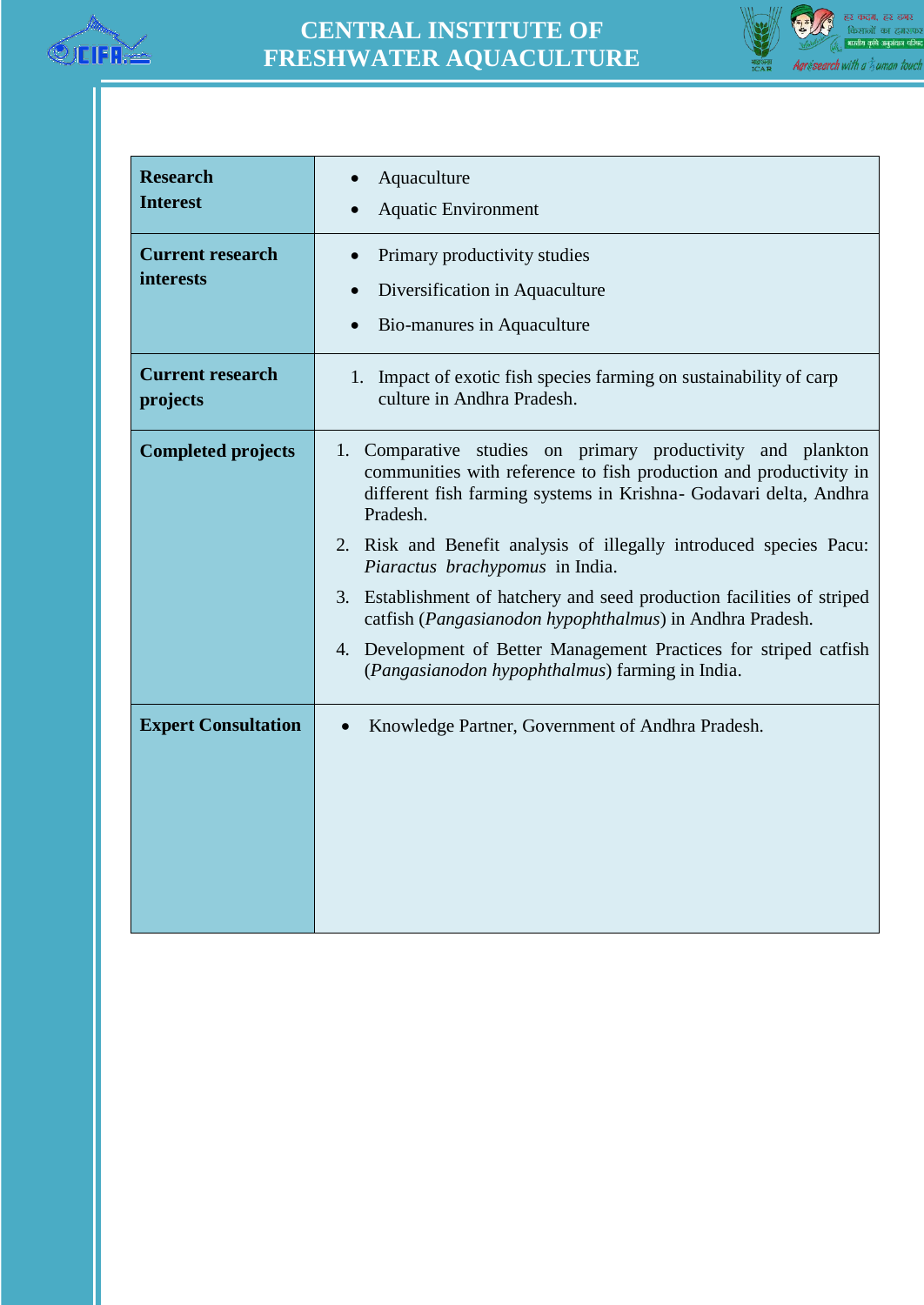| | |
|---|---|
| **Research Interest** | • Aquaculture<br>• Aquatic Environment |
| **Current research interests** | • Primary productivity studies<br>• Diversification in Aquaculture<br>• Bio-manures in Aquaculture |
| **Current research projects** | 1. Impact of exotic fish species farming on sustainability of carp culture in Andhra Pradesh. |
| **Completed projects** | 1. Comparative studies on primary productivity and plankton communities with reference to fish production and productivity in different fish farming systems in Krishna- Godavari delta, Andhra Pradesh.<br>2. Risk and Benefit analysis of illegally introduced species Pacu: *Piaractus brachypomus* in India.<br>3. Establishment of hatchery and seed production facilities of striped catfish (*Pangasianodon hypophthalmus*) in Andhra Pradesh.<br>4. Development of Better Management Practices for striped catfish (*Pangasianodon hypophthalmus*) farming in India. |
| **Expert Consultation** | • Knowledge Partner, Government of Andhra Pradesh. |